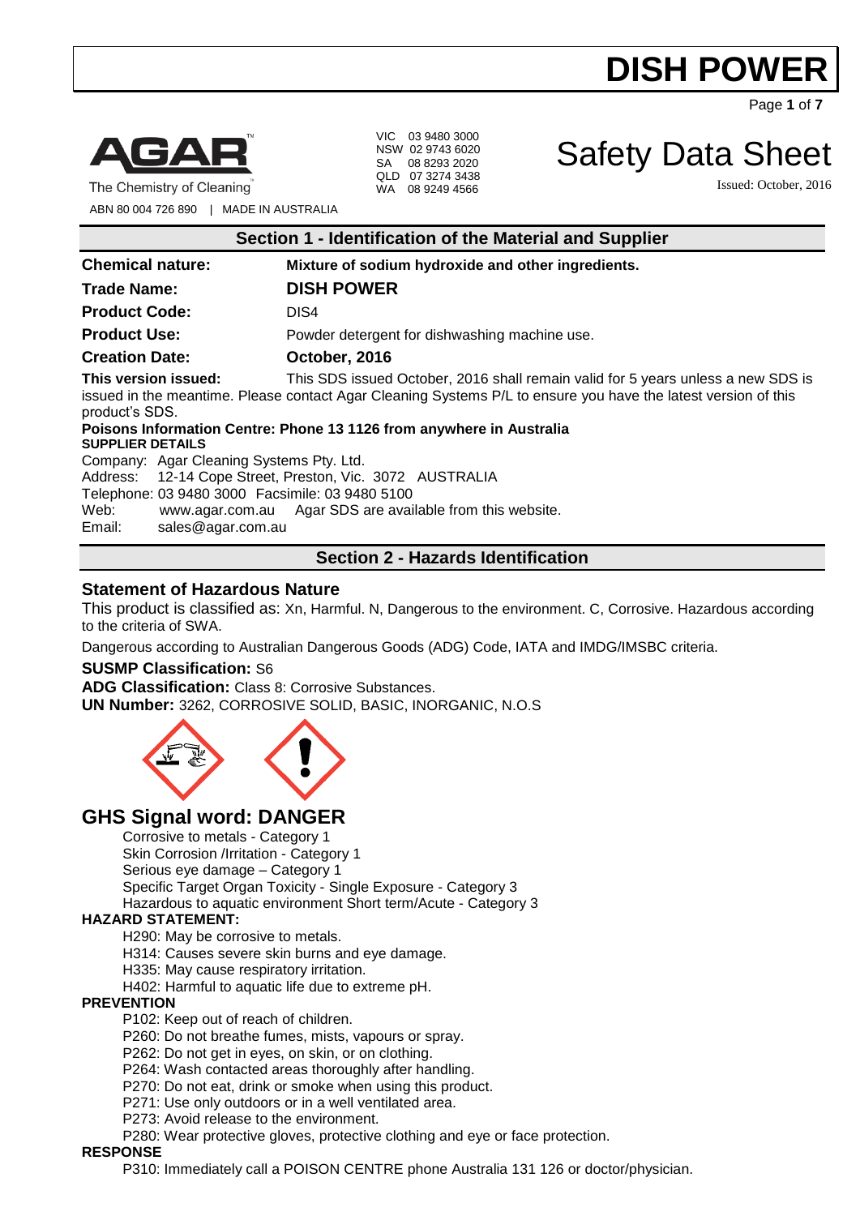# DISH POWER

AGAR™
The Chemistry of Cleaning™
ABN 80 004 726 890 | MADE IN AUSTRALIA

VIC 03 9480 3000
NSW 02 9743 6020
SA 08 8293 2020
QLD 07 3274 3438
WA 08 9249 4566

# Safety Data Sheet

Issued: October, 2016

## Section 1 - Identification of the Material and Supplier

**Chemical nature:** **Mixture of sodium hydroxide and other ingredients.**

**Trade Name:** **DISH POWER**

**Product Code:** DIS4

**Product Use:** Powder detergent for dishwashing machine use.

**Creation Date:** **October, 2016**

**This version issued:** This SDS issued October, 2016 shall remain valid for 5 years unless a new SDS is issued in the meantime. Please contact Agar Cleaning Systems P/L to ensure you have the latest version of this product's SDS.

**Poisons Information Centre: Phone 13 1126 from anywhere in Australia**

**SUPPLIER DETAILS**

Company: Agar Cleaning Systems Pty. Ltd.
Address: 12-14 Cope Street, Preston, Vic. 3072 AUSTRALIA
Telephone: 03 9480 3000 Facsimile: 03 9480 5100
Web: www.agar.com.au Agar SDS are available from this website.
Email: sales@agar.com.au

## Section 2 - Hazards Identification

### Statement of Hazardous Nature

This product is classified as: Xn, Harmful. N, Dangerous to the environment. C, Corrosive. Hazardous according to the criteria of SWA.

Dangerous according to Australian Dangerous Goods (ADG) Code, IATA and IMDG/IMSBC criteria.

**SUSMP Classification:** S6

**ADG Classification:** Class 8: Corrosive Substances.

**UN Number:** 3262, CORROSIVE SOLID, BASIC, INORGANIC, N.O.S

## GHS Signal word: DANGER

Corrosive to metals - Category 1
Skin Corrosion /Irritation - Category 1
Serious eye damage – Category 1
Specific Target Organ Toxicity - Single Exposure - Category 3
Hazardous to aquatic environment Short term/Acute - Category 3

**HAZARD STATEMENT:**

H290: May be corrosive to metals.
H314: Causes severe skin burns and eye damage.
H335: May cause respiratory irritation.
H402: Harmful to aquatic life due to extreme pH.

**PREVENTION**

P102: Keep out of reach of children.
P260: Do not breathe fumes, mists, vapours or spray.
P262: Do not get in eyes, on skin, or on clothing.
P264: Wash contacted areas thoroughly after handling.
P270: Do not eat, drink or smoke when using this product.
P271: Use only outdoors or in a well ventilated area.
P273: Avoid release to the environment.
P280: Wear protective gloves, protective clothing and eye or face protection.

**RESPONSE**

P310: Immediately call a POISON CENTRE phone Australia 131 126 or doctor/physician.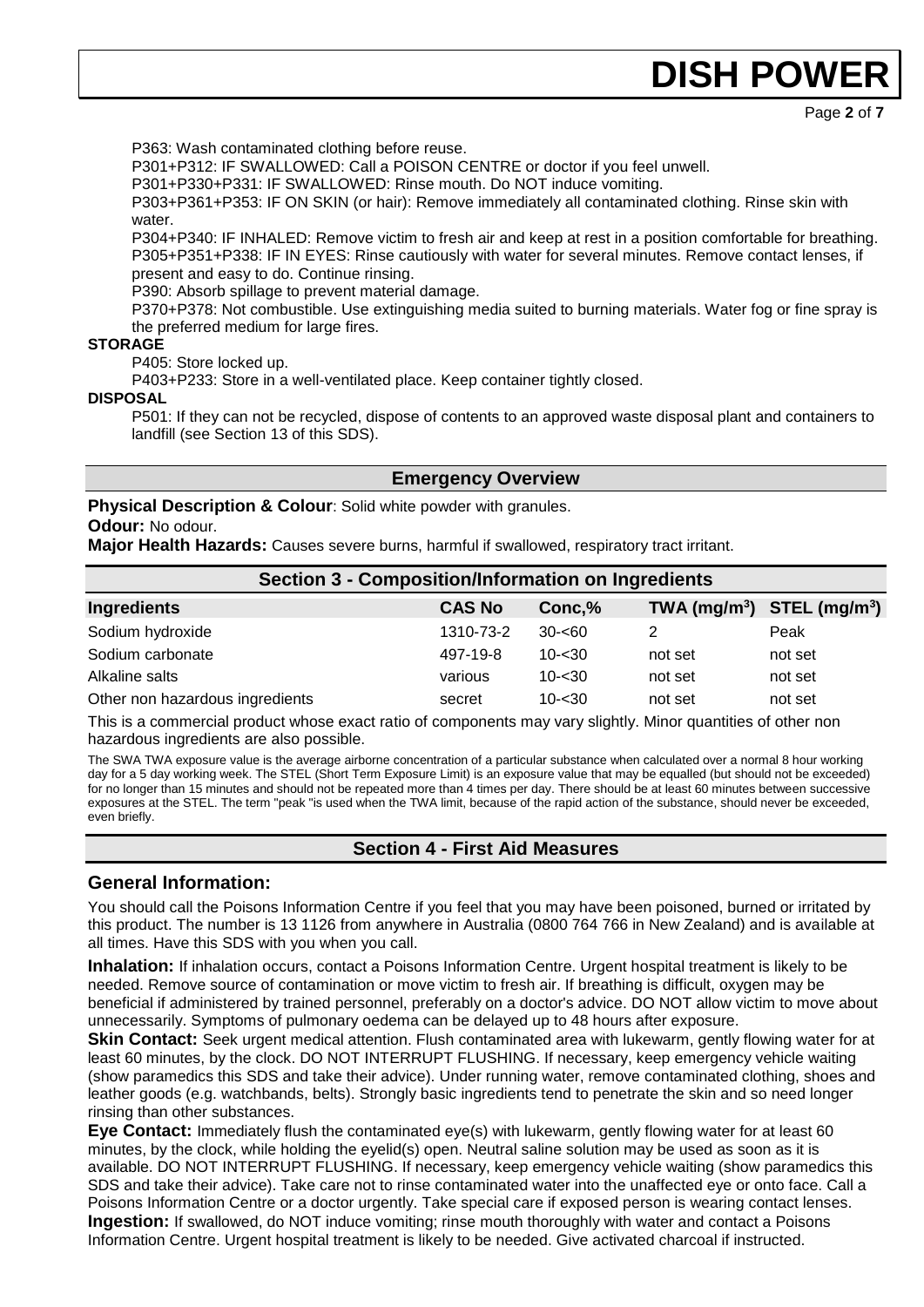P363: Wash contaminated clothing before reuse.
P301+P312: IF SWALLOWED: Call a POISON CENTRE or doctor if you feel unwell.
P301+P330+P331: IF SWALLOWED: Rinse mouth. Do NOT induce vomiting.
P303+P361+P353: IF ON SKIN (or hair): Remove immediately all contaminated clothing. Rinse skin with water.
P304+P340: IF INHALED: Remove victim to fresh air and keep at rest in a position comfortable for breathing.
P305+P351+P338: IF IN EYES: Rinse cautiously with water for several minutes. Remove contact lenses, if present and easy to do. Continue rinsing.
P390: Absorb spillage to prevent material damage.
P370+P378: Not combustible. Use extinguishing media suited to burning materials. Water fog or fine spray is the preferred medium for large fires.

**STORAGE**

P405: Store locked up.
P403+P233: Store in a well-ventilated place. Keep container tightly closed.

**DISPOSAL**

P501: If they can not be recycled, dispose of contents to an approved waste disposal plant and containers to landfill (see Section 13 of this SDS).

## Emergency Overview

**Physical Description & Colour**: Solid white powder with granules.

**Odour:** No odour.

**Major Health Hazards:** Causes severe burns, harmful if swallowed, respiratory tract irritant.

## Section 3 - Composition/Information on Ingredients

| Ingredients | CAS No | Conc,% | TWA ($mg/m^3$) | STEL ($mg/m^3$) |
|---|---|---|---|---|
| Sodium hydroxide | 1310-73-2 | 30-<60 | 2 | Peak |
| Sodium carbonate | 497-19-8 | 10-<30 | not set | not set |
| Alkaline salts | various | 10-<30 | not set | not set |
| Other non hazardous ingredients | secret | 10-<30 | not set | not set |

This is a commercial product whose exact ratio of components may vary slightly. Minor quantities of other non hazardous ingredients are also possible.

The SWA TWA exposure value is the average airborne concentration of a particular substance when calculated over a normal 8 hour working day for a 5 day working week. The STEL (Short Term Exposure Limit) is an exposure value that may be equalled (but should not be exceeded) for no longer than 15 minutes and should not be repeated more than 4 times per day. There should be at least 60 minutes between successive exposures at the STEL. The term "peak "is used when the TWA limit, because of the rapid action of the substance, should never be exceeded, even briefly.

## Section 4 - First Aid Measures

### General Information:

You should call the Poisons Information Centre if you feel that you may have been poisoned, burned or irritated by this product. The number is 13 1126 from anywhere in Australia (0800 764 766 in New Zealand) and is available at all times. Have this SDS with you when you call.

**Inhalation:** If inhalation occurs, contact a Poisons Information Centre. Urgent hospital treatment is likely to be needed. Remove source of contamination or move victim to fresh air. If breathing is difficult, oxygen may be beneficial if administered by trained personnel, preferably on a doctor's advice. DO NOT allow victim to move about unnecessarily. Symptoms of pulmonary oedema can be delayed up to 48 hours after exposure.

**Skin Contact:** Seek urgent medical attention. Flush contaminated area with lukewarm, gently flowing water for at least 60 minutes, by the clock. DO NOT INTERRUPT FLUSHING. If necessary, keep emergency vehicle waiting (show paramedics this SDS and take their advice). Under running water, remove contaminated clothing, shoes and leather goods (e.g. watchbands, belts). Strongly basic ingredients tend to penetrate the skin and so need longer rinsing than other substances.

**Eye Contact:** Immediately flush the contaminated eye(s) with lukewarm, gently flowing water for at least 60 minutes, by the clock, while holding the eyelid(s) open. Neutral saline solution may be used as soon as it is available. DO NOT INTERRUPT FLUSHING. If necessary, keep emergency vehicle waiting (show paramedics this SDS and take their advice). Take care not to rinse contaminated water into the unaffected eye or onto face. Call a Poisons Information Centre or a doctor urgently. Take special care if exposed person is wearing contact lenses.

**Ingestion:** If swallowed, do NOT induce vomiting; rinse mouth thoroughly with water and contact a Poisons Information Centre. Urgent hospital treatment is likely to be needed. Give activated charcoal if instructed.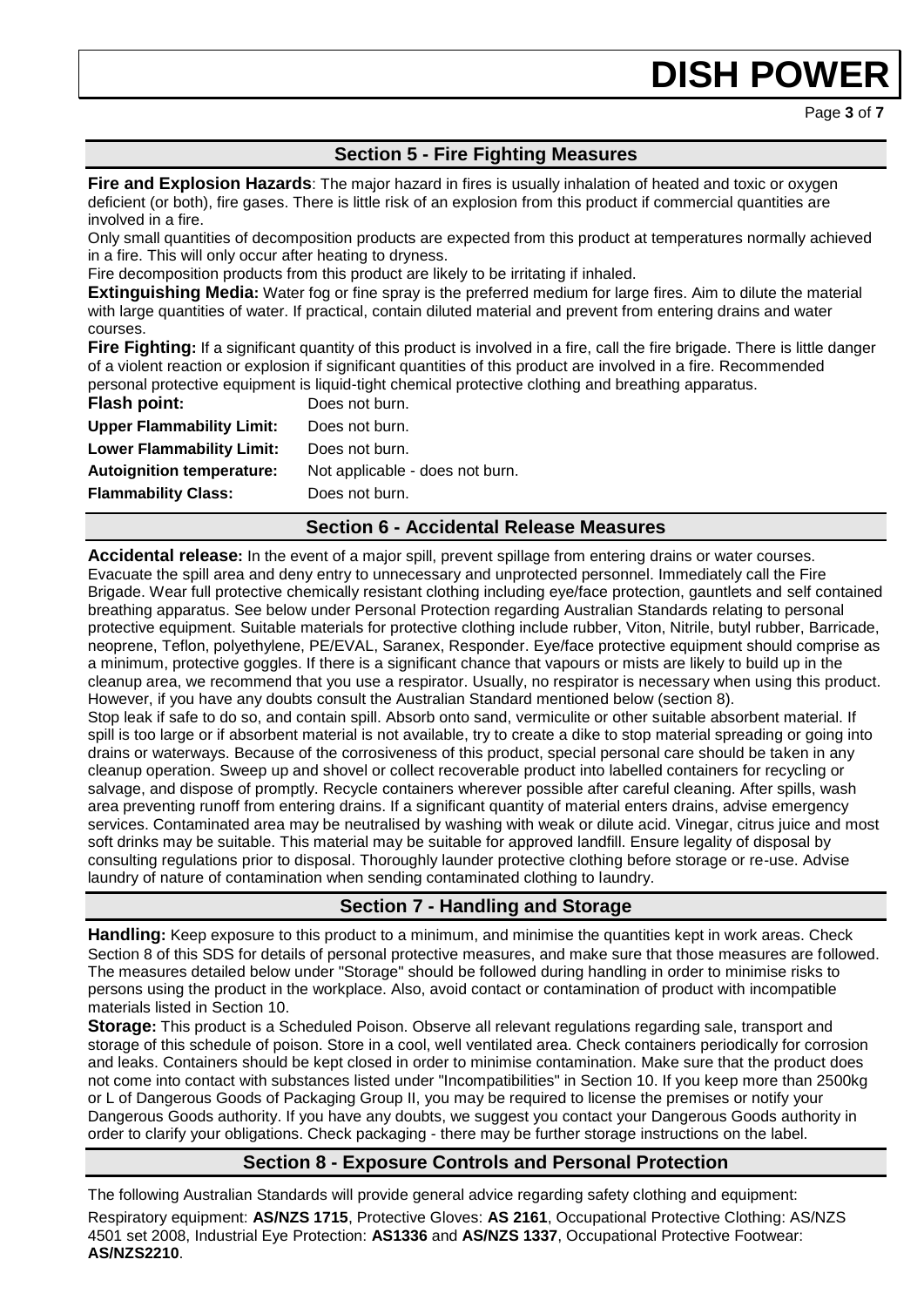## Section 5 - Fire Fighting Measures

**Fire and Explosion Hazards**: The major hazard in fires is usually inhalation of heated and toxic or oxygen deficient (or both), fire gases. There is little risk of an explosion from this product if commercial quantities are involved in a fire.

Only small quantities of decomposition products are expected from this product at temperatures normally achieved in a fire. This will only occur after heating to dryness.

Fire decomposition products from this product are likely to be irritating if inhaled.

**Extinguishing Media:** Water fog or fine spray is the preferred medium for large fires. Aim to dilute the material with large quantities of water. If practical, contain diluted material and prevent from entering drains and water courses.

**Fire Fighting:** If a significant quantity of this product is involved in a fire, call the fire brigade. There is little danger of a violent reaction or explosion if significant quantities of this product are involved in a fire. Recommended personal protective equipment is liquid-tight chemical protective clothing and breathing apparatus.

| | |
|---|---|
| **Flash point:** | Does not burn. |
| **Upper Flammability Limit:** | Does not burn. |
| **Lower Flammability Limit:** | Does not burn. |
| **Autoignition temperature:** | Not applicable - does not burn. |
| **Flammability Class:** | Does not burn. |

## Section 6 - Accidental Release Measures

**Accidental release:** In the event of a major spill, prevent spillage from entering drains or water courses. Evacuate the spill area and deny entry to unnecessary and unprotected personnel. Immediately call the Fire Brigade. Wear full protective chemically resistant clothing including eye/face protection, gauntlets and self contained breathing apparatus. See below under Personal Protection regarding Australian Standards relating to personal protective equipment. Suitable materials for protective clothing include rubber, Viton, Nitrile, butyl rubber, Barricade, neoprene, Teflon, polyethylene, PE/EVAL, Saranex, Responder. Eye/face protective equipment should comprise as a minimum, protective goggles. If there is a significant chance that vapours or mists are likely to build up in the cleanup area, we recommend that you use a respirator. Usually, no respirator is necessary when using this product. However, if you have any doubts consult the Australian Standard mentioned below (section 8).

Stop leak if safe to do so, and contain spill. Absorb onto sand, vermiculite or other suitable absorbent material. If spill is too large or if absorbent material is not available, try to create a dike to stop material spreading or going into drains or waterways. Because of the corrosiveness of this product, special personal care should be taken in any cleanup operation. Sweep up and shovel or collect recoverable product into labelled containers for recycling or salvage, and dispose of promptly. Recycle containers wherever possible after careful cleaning. After spills, wash area preventing runoff from entering drains. If a significant quantity of material enters drains, advise emergency services. Contaminated area may be neutralised by washing with weak or dilute acid. Vinegar, citrus juice and most soft drinks may be suitable. This material may be suitable for approved landfill. Ensure legality of disposal by consulting regulations prior to disposal. Thoroughly launder protective clothing before storage or re-use. Advise laundry of nature of contamination when sending contaminated clothing to laundry.

## Section 7 - Handling and Storage

**Handling:** Keep exposure to this product to a minimum, and minimise the quantities kept in work areas. Check Section 8 of this SDS for details of personal protective measures, and make sure that those measures are followed. The measures detailed below under "Storage" should be followed during handling in order to minimise risks to persons using the product in the workplace. Also, avoid contact or contamination of product with incompatible materials listed in Section 10.

**Storage:** This product is a Scheduled Poison. Observe all relevant regulations regarding sale, transport and storage of this schedule of poison. Store in a cool, well ventilated area. Check containers periodically for corrosion and leaks. Containers should be kept closed in order to minimise contamination. Make sure that the product does not come into contact with substances listed under "Incompatibilities" in Section 10. If you keep more than 2500kg or L of Dangerous Goods of Packaging Group II, you may be required to license the premises or notify your Dangerous Goods authority. If you have any doubts, we suggest you contact your Dangerous Goods authority in order to clarify your obligations. Check packaging - there may be further storage instructions on the label.

## Section 8 - Exposure Controls and Personal Protection

The following Australian Standards will provide general advice regarding safety clothing and equipment:

Respiratory equipment: **AS/NZS 1715**, Protective Gloves: **AS 2161**, Occupational Protective Clothing: AS/NZS 4501 set 2008, Industrial Eye Protection: **AS1336** and **AS/NZS 1337**, Occupational Protective Footwear: **AS/NZS2210**.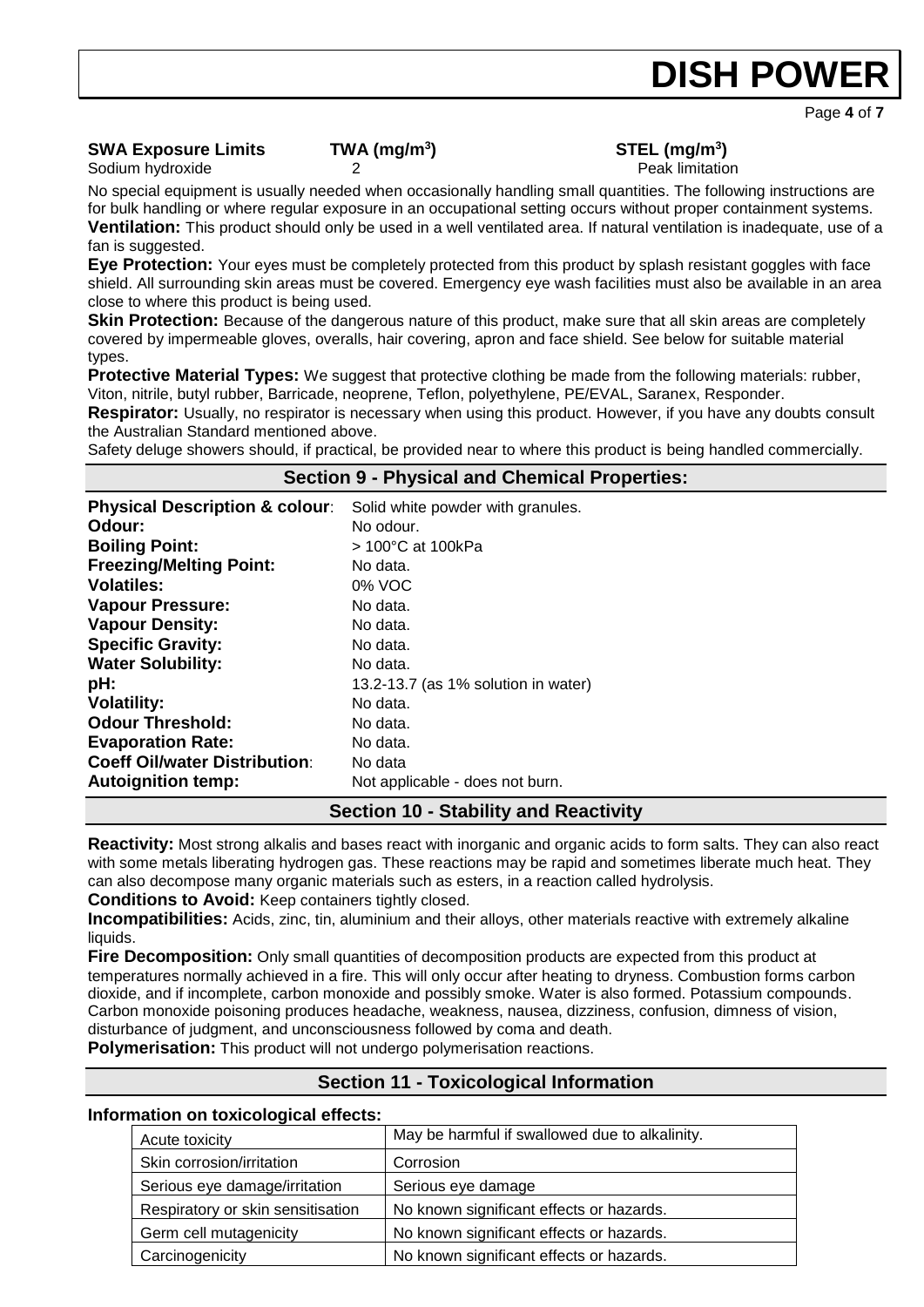| SWA Exposure Limits | TWA (mg/m$^3$) | STEL (mg/m$^3$) |
|---|---|---|
| Sodium hydroxide | 2 | Peak limitation |

No special equipment is usually needed when occasionally handling small quantities. The following instructions are for bulk handling or where regular exposure in an occupational setting occurs without proper containment systems.

**Ventilation:** This product should only be used in a well ventilated area. If natural ventilation is inadequate, use of a fan is suggested.

**Eye Protection:** Your eyes must be completely protected from this product by splash resistant goggles with face shield. All surrounding skin areas must be covered. Emergency eye wash facilities must also be available in an area close to where this product is being used.

**Skin Protection:** Because of the dangerous nature of this product, make sure that all skin areas are completely covered by impermeable gloves, overalls, hair covering, apron and face shield. See below for suitable material types.

**Protective Material Types:** We suggest that protective clothing be made from the following materials: rubber, Viton, nitrile, butyl rubber, Barricade, neoprene, Teflon, polyethylene, PE/EVAL, Saranex, Responder.

**Respirator:** Usually, no respirator is necessary when using this product. However, if you have any doubts consult the Australian Standard mentioned above.

Safety deluge showers should, if practical, be provided near to where this product is being handled commercially.

## Section 9 - Physical and Chemical Properties:

| | |
|---|---|
| **Physical Description & colour**: | Solid white powder with granules. |
| **Odour:** | No odour. |
| **Boiling Point:** | > 100°C at 100kPa |
| **Freezing/Melting Point:** | No data. |
| **Volatiles:** | 0% VOC |
| **Vapour Pressure:** | No data. |
| **Vapour Density:** | No data. |
| **Specific Gravity:** | No data. |
| **Water Solubility:** | No data. |
| **pH:** | 13.2-13.7 (as 1% solution in water) |
| **Volatility:** | No data. |
| **Odour Threshold:** | No data. |
| **Evaporation Rate:** | No data. |
| **Coeff Oil/water Distribution**: | No data |
| **Autoignition temp:** | Not applicable - does not burn. |

## Section 10 - Stability and Reactivity

**Reactivity:** Most strong alkalis and bases react with inorganic and organic acids to form salts. They can also react with some metals liberating hydrogen gas. These reactions may be rapid and sometimes liberate much heat. They can also decompose many organic materials such as esters, in a reaction called hydrolysis.

**Conditions to Avoid:** Keep containers tightly closed.

**Incompatibilities:** Acids, zinc, tin, aluminium and their alloys, other materials reactive with extremely alkaline liquids.

**Fire Decomposition:** Only small quantities of decomposition products are expected from this product at temperatures normally achieved in a fire. This will only occur after heating to dryness. Combustion forms carbon dioxide, and if incomplete, carbon monoxide and possibly smoke. Water is also formed. Potassium compounds. Carbon monoxide poisoning produces headache, weakness, nausea, dizziness, confusion, dimness of vision, disturbance of judgment, and unconsciousness followed by coma and death.

**Polymerisation:** This product will not undergo polymerisation reactions.

## Section 11 - Toxicological Information

**Information on toxicological effects:**

| | |
|---|---|
| Acute toxicity | May be harmful if swallowed due to alkalinity. |
| Skin corrosion/irritation | Corrosion |
| Serious eye damage/irritation | Serious eye damage |
| Respiratory or skin sensitisation | No known significant effects or hazards. |
| Germ cell mutagenicity | No known significant effects or hazards. |
| Carcinogenicity | No known significant effects or hazards. |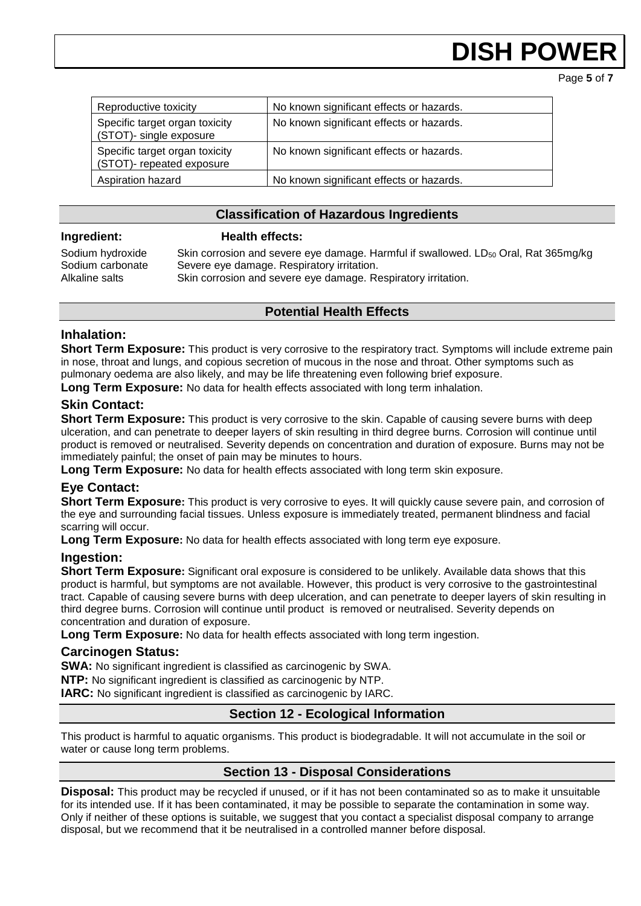| | |
|---|---|
| Reproductive toxicity | No known significant effects or hazards. |
| Specific target organ toxicity (STOT)- single exposure | No known significant effects or hazards. |
| Specific target organ toxicity (STOT)- repeated exposure | No known significant effects or hazards. |
| Aspiration hazard | No known significant effects or hazards. |

## Classification of Hazardous Ingredients

| Ingredient: | Health effects: |
|---|---|
| Sodium hydroxide | Skin corrosion and severe eye damage. Harmful if swallowed. $LD_{50}$ Oral, Rat 365mg/kg |
| Sodium carbonate | Severe eye damage. Respiratory irritation. |
| Alkaline salts | Skin corrosion and severe eye damage. Respiratory irritation. |

## Potential Health Effects

### Inhalation:

**Short Term Exposure:** This product is very corrosive to the respiratory tract. Symptoms will include extreme pain in nose, throat and lungs, and copious secretion of mucous in the nose and throat. Other symptoms such as pulmonary oedema are also likely, and may be life threatening even following brief exposure.

**Long Term Exposure:** No data for health effects associated with long term inhalation.

### Skin Contact:

**Short Term Exposure:** This product is very corrosive to the skin. Capable of causing severe burns with deep ulceration, and can penetrate to deeper layers of skin resulting in third degree burns. Corrosion will continue until product is removed or neutralised. Severity depends on concentration and duration of exposure. Burns may not be immediately painful; the onset of pain may be minutes to hours.

**Long Term Exposure:** No data for health effects associated with long term skin exposure.

### Eye Contact:

**Short Term Exposure:** This product is very corrosive to eyes. It will quickly cause severe pain, and corrosion of the eye and surrounding facial tissues. Unless exposure is immediately treated, permanent blindness and facial scarring will occur.

**Long Term Exposure:** No data for health effects associated with long term eye exposure.

### Ingestion:

**Short Term Exposure:** Significant oral exposure is considered to be unlikely. Available data shows that this product is harmful, but symptoms are not available. However, this product is very corrosive to the gastrointestinal tract. Capable of causing severe burns with deep ulceration, and can penetrate to deeper layers of skin resulting in third degree burns. Corrosion will continue until product is removed or neutralised. Severity depends on concentration and duration of exposure.

**Long Term Exposure:** No data for health effects associated with long term ingestion.

### Carcinogen Status:

**SWA:** No significant ingredient is classified as carcinogenic by SWA.

**NTP:** No significant ingredient is classified as carcinogenic by NTP.

**IARC:** No significant ingredient is classified as carcinogenic by IARC.

## Section 12 - Ecological Information

This product is harmful to aquatic organisms. This product is biodegradable. It will not accumulate in the soil or water or cause long term problems.

## Section 13 - Disposal Considerations

**Disposal:** This product may be recycled if unused, or if it has not been contaminated so as to make it unsuitable for its intended use. If it has been contaminated, it may be possible to separate the contamination in some way. Only if neither of these options is suitable, we suggest that you contact a specialist disposal company to arrange disposal, but we recommend that it be neutralised in a controlled manner before disposal.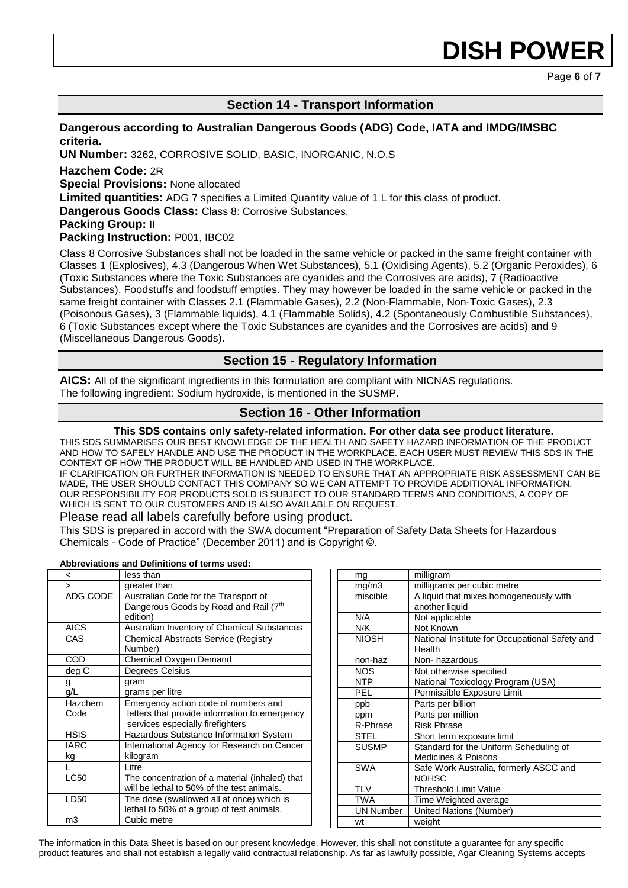## Section 14 - Transport Information

**Dangerous according to Australian Dangerous Goods (ADG) Code, IATA and IMDG/IMSBC criteria.**

**UN Number:** 3262, CORROSIVE SOLID, BASIC, INORGANIC, N.O.S

**Hazchem Code:** 2R

**Special Provisions:** None allocated

**Limited quantities:** ADG 7 specifies a Limited Quantity value of 1 L for this class of product.

**Dangerous Goods Class:** Class 8: Corrosive Substances.

**Packing Group:** II

**Packing Instruction:** P001, IBC02

Class 8 Corrosive Substances shall not be loaded in the same vehicle or packed in the same freight container with Classes 1 (Explosives), 4.3 (Dangerous When Wet Substances), 5.1 (Oxidising Agents), 5.2 (Organic Peroxides), 6 (Toxic Substances where the Toxic Substances are cyanides and the Corrosives are acids), 7 (Radioactive Substances), Foodstuffs and foodstuff empties. They may however be loaded in the same vehicle or packed in the same freight container with Classes 2.1 (Flammable Gases), 2.2 (Non-Flammable, Non-Toxic Gases), 2.3 (Poisonous Gases), 3 (Flammable liquids), 4.1 (Flammable Solids), 4.2 (Spontaneously Combustible Substances), 6 (Toxic Substances except where the Toxic Substances are cyanides and the Corrosives are acids) and 9 (Miscellaneous Dangerous Goods).

## Section 15 - Regulatory Information

**AICS:** All of the significant ingredients in this formulation are compliant with NICNAS regulations.
The following ingredient: Sodium hydroxide, is mentioned in the SUSMP.

## Section 16 - Other Information

**This SDS contains only safety-related information. For other data see product literature.**

THIS SDS SUMMARISES OUR BEST KNOWLEDGE OF THE HEALTH AND SAFETY HAZARD INFORMATION OF THE PRODUCT AND HOW TO SAFELY HANDLE AND USE THE PRODUCT IN THE WORKPLACE. EACH USER MUST REVIEW THIS SDS IN THE CONTEXT OF HOW THE PRODUCT WILL BE HANDLED AND USED IN THE WORKPLACE.
IF CLARIFICATION OR FURTHER INFORMATION IS NEEDED TO ENSURE THAT AN APPROPRIATE RISK ASSESSMENT CAN BE MADE, THE USER SHOULD CONTACT THIS COMPANY SO WE CAN ATTEMPT TO PROVIDE ADDITIONAL INFORMATION.
OUR RESPONSIBILITY FOR PRODUCTS SOLD IS SUBJECT TO OUR STANDARD TERMS AND CONDITIONS, A COPY OF WHICH IS SENT TO OUR CUSTOMERS AND IS ALSO AVAILABLE ON REQUEST.

Please read all labels carefully before using product.

This SDS is prepared in accord with the SWA document "Preparation of Safety Data Sheets for Hazardous Chemicals - Code of Practice" (December 2011) and is Copyright ©.

**Abbreviations and Definitions of terms used:**

| Abbreviation | Definition |
|---|---|
| < | less than |
| > | greater than |
| ADG CODE | Australian Code for the Transport of Dangerous Goods by Road and Rail (7th edition) |
| AICS | Australian Inventory of Chemical Substances |
| CAS | Chemical Abstracts Service (Registry Number) |
| COD | Chemical Oxygen Demand |
| deg C | Degrees Celsius |
| g | gram |
| g/L | grams per litre |
| Hazchem Code | Emergency action code of numbers and letters that provide information to emergency services especially firefighters |
| HSIS | Hazardous Substance Information System |
| IARC | International Agency for Research on Cancer |
| kg | kilogram |
| L | Litre |
| LC50 | The concentration of a material (inhaled) that will be lethal to 50% of the test animals. |
| LD50 | The dose (swallowed all at once) which is lethal to 50% of a group of test animals. |
| m3 | Cubic metre |
| mg | milligram |
| mg/m3 | milligrams per cubic metre |
| miscible | A liquid that mixes homogeneously with another liquid |
| N/A | Not applicable |
| N/K | Not Known |
| NIOSH | National Institute for Occupational Safety and Health |
| non-haz | Non- hazardous |
| NOS | Not otherwise specified |
| NTP | National Toxicology Program (USA) |
| PEL | Permissible Exposure Limit |
| ppb | Parts per billion |
| ppm | Parts per million |
| R-Phrase | Risk Phrase |
| STEL | Short term exposure limit |
| SUSMP | Standard for the Uniform Scheduling of Medicines & Poisons |
| SWA | Safe Work Australia, formerly ASCC and NOHSC |
| TLV | Threshold Limit Value |
| TWA | Time Weighted average |
| UN Number | United Nations (Number) |
| wt | weight |

The information in this Data Sheet is based on our present knowledge. However, this shall not constitute a guarantee for any specific product features and shall not establish a legally valid contractual relationship. As far as lawfully possible, Agar Cleaning Systems accepts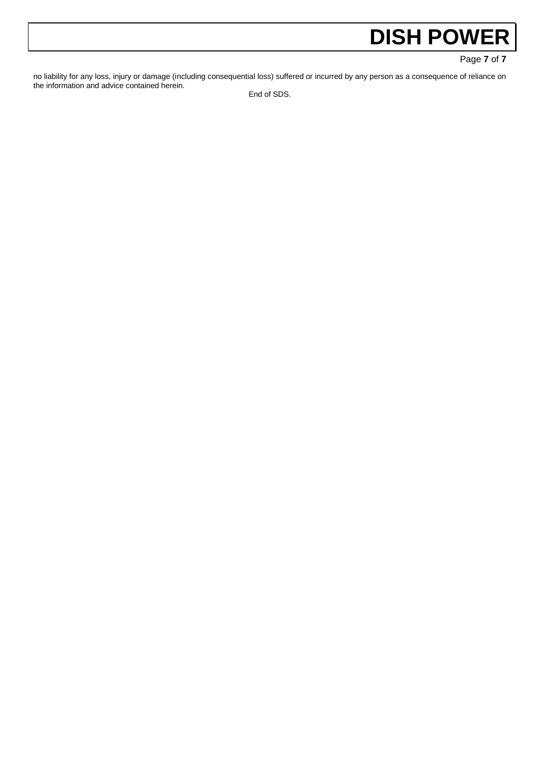no liability for any loss, injury or damage (including consequential loss) suffered or incurred by any person as a consequence of reliance on the information and advice contained herein.

End of SDS.